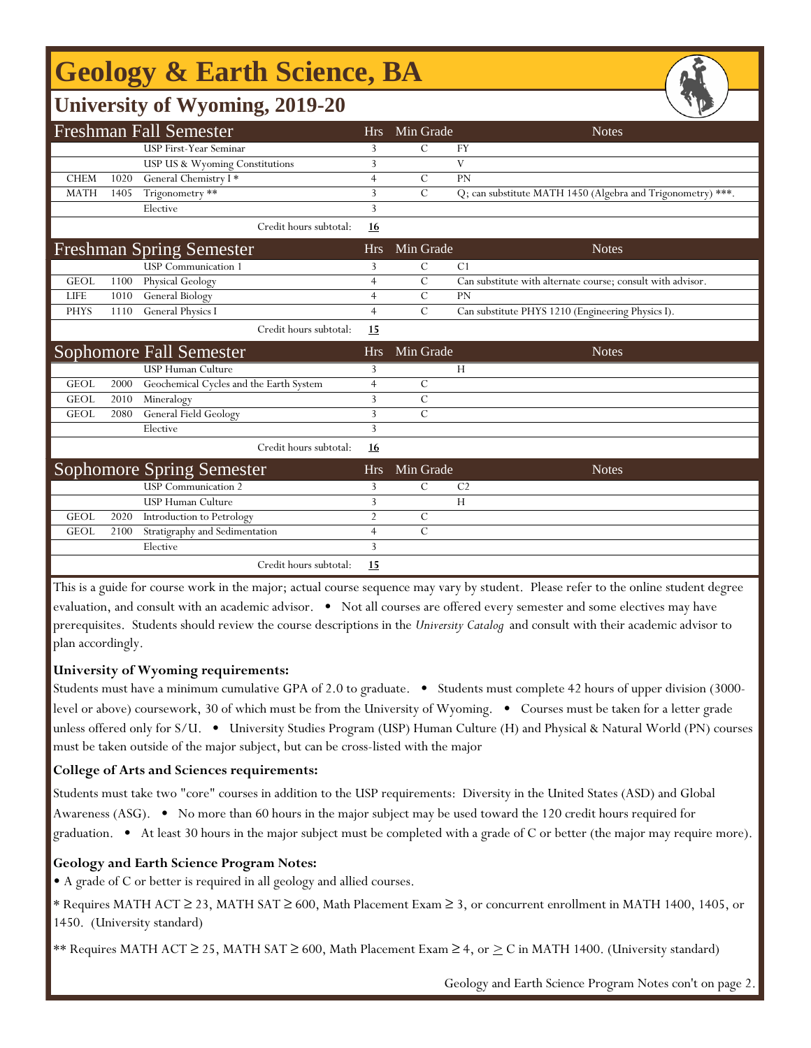# Geology & Earth Science, BA

## University of Wyoming, 2019-20

| Freshman Fall Semester | | | Hrs | Min Grade | Notes |
|---|---|---|---|---|---|
| | | USP First-Year Seminar | 3 | C | FY |
| | | USP US & Wyoming Constitutions | 3 | | V |
| CHEM | 1020 | General Chemistry I * | 4 | C | PN |
| MATH | 1405 | Trigonometry ** | 3 | C | Q; can substitute MATH 1450 (Algebra and Trigonometry) ***. |
| | | Elective | 3 | | |
| | | Credit hours subtotal: | **16** | | |

| Freshman Spring Semester | | | Hrs | Min Grade | Notes |
|---|---|---|---|---|---|
| | | USP Communication 1 | 3 | C | C1 |
| GEOL | 1100 | Physical Geology | 4 | C | Can substitute with alternate course; consult with advisor. |
| LIFE | 1010 | General Biology | 4 | C | PN |
| PHYS | 1110 | General Physics I | 4 | C | Can substitute PHYS 1210 (Engineering Physics I). |
| | | Credit hours subtotal: | **15** | | |

| Sophomore Fall Semester | | | Hrs | Min Grade | Notes |
|---|---|---|---|---|---|
| | | USP Human Culture | 3 | | H |
| GEOL | 2000 | Geochemical Cycles and the Earth System | 4 | C | |
| GEOL | 2010 | Mineralogy | 3 | C | |
| GEOL | 2080 | General Field Geology | 3 | C | |
| | | Elective | 3 | | |
| | | Credit hours subtotal: | **16** | | |

| Sophomore Spring Semester | | | Hrs | Min Grade | Notes |
|---|---|---|---|---|---|
| | | USP Communication 2 | 3 | C | C2 |
| | | USP Human Culture | 3 | | H |
| GEOL | 2020 | Introduction to Petrology | 2 | C | |
| GEOL | 2100 | Stratigraphy and Sedimentation | 4 | C | |
| | | Elective | 3 | | |
| | | Credit hours subtotal: | **15** | | |

This is a guide for course work in the major; actual course sequence may vary by student. Please refer to the online student degree evaluation, and consult with an academic advisor. • Not all courses are offered every semester and some electives may have prerequisites. Students should review the course descriptions in the *University Catalog* and consult with their academic advisor to plan accordingly.

**University of Wyoming requirements:**

Students must have a minimum cumulative GPA of 2.0 to graduate. • Students must complete 42 hours of upper division (3000-level or above) coursework, 30 of which must be from the University of Wyoming. • Courses must be taken for a letter grade unless offered only for S/U. • University Studies Program (USP) Human Culture (H) and Physical & Natural World (PN) courses must be taken outside of the major subject, but can be cross-listed with the major

**College of Arts and Sciences requirements:**

Students must take two "core" courses in addition to the USP requirements: Diversity in the United States (ASD) and Global Awareness (ASG). • No more than 60 hours in the major subject may be used toward the 120 credit hours required for graduation. • At least 30 hours in the major subject must be completed with a grade of C or better (the major may require more).

**Geology and Earth Science Program Notes:**

• A grade of C or better is required in all geology and allied courses.

* Requires MATH ACT ≥ 23, MATH SAT ≥ 600, Math Placement Exam ≥ 3, or concurrent enrollment in MATH 1400, 1405, or 1450. (University standard)

** Requires MATH ACT ≥ 25, MATH SAT ≥ 600, Math Placement Exam ≥ 4, or ≥ C in MATH 1400. (University standard)

Geology and Earth Science Program Notes con't on page 2.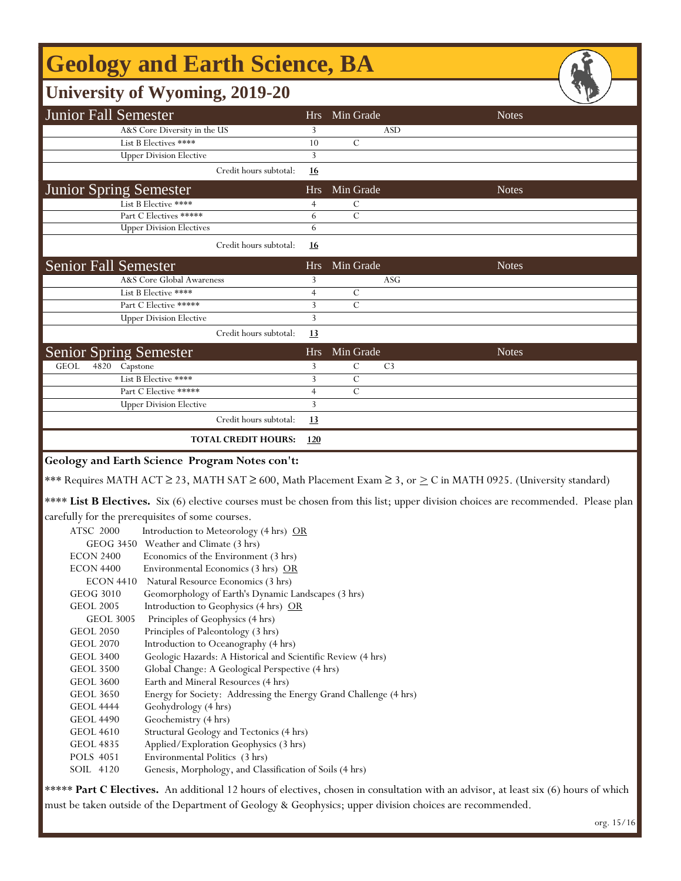# Geology and Earth Science, BA

## University of Wyoming, 2019-20

| Junior Fall Semester | Hrs | Min Grade | | Notes |
|---|---|---|---|---|
| A&S Core Diversity in the US | 3 | | ASD | |
| List B Electives **** | 10 | C | | |
| Upper Division Elective | 3 | | | |
| Credit hours subtotal: | **16** | | | |

| Junior Spring Semester | Hrs | Min Grade | | Notes |
|---|---|---|---|---|
| List B Elective **** | 4 | C | | |
| Part C Electives ***** | 6 | C | | |
| Upper Division Electives | 6 | | | |
| Credit hours subtotal: | **16** | | | |

| Senior Fall Semester | Hrs | Min Grade | | Notes |
|---|---|---|---|---|
| A&S Core Global Awareness | 3 | | ASG | |
| List B Elective **** | 4 | C | | |
| Part C Elective ***** | 3 | C | | |
| Upper Division Elective | 3 | | | |
| Credit hours subtotal: | **13** | | | |

| Senior Spring Semester | Hrs | Min Grade | | Notes |
|---|---|---|---|---|
| GEOL 4820 Capstone | 3 | C | C3 | |
| List B Elective **** | 3 | C | | |
| Part C Elective ***** | 4 | C | | |
| Upper Division Elective | 3 | | | |
| Credit hours subtotal: | **13** | | | |

**TOTAL CREDIT HOURS: 120**

### Geology and Earth Science Program Notes con't:

*** Requires MATH ACT ≥ 23, MATH SAT ≥ 600, Math Placement Exam ≥ 3, or ≥ C in MATH 0925. (University standard)

**** **List B Electives.** Six (6) elective courses must be chosen from this list; upper division choices are recommended. Please plan carefully for the prerequisites of some courses.

- ATSC 2000 Introduction to Meteorology (4 hrs) OR
  - GEOG 3450 Weather and Climate (3 hrs)
- ECON 2400 Economics of the Environment (3 hrs)
- ECON 4400 Environmental Economics (3 hrs) OR
  - ECON 4410 Natural Resource Economics (3 hrs)
- GEOG 3010 Geomorphology of Earth's Dynamic Landscapes (3 hrs)
- GEOL 2005 Introduction to Geophysics (4 hrs) OR
  - GEOL 3005 Principles of Geophysics (4 hrs)
- GEOL 2050 Principles of Paleontology (3 hrs)
- GEOL 2070 Introduction to Oceanography (4 hrs)
- GEOL 3400 Geologic Hazards: A Historical and Scientific Review (4 hrs)
- GEOL 3500 Global Change: A Geological Perspective (4 hrs)
- GEOL 3600 Earth and Mineral Resources (4 hrs)
- GEOL 3650 Energy for Society: Addressing the Energy Grand Challenge (4 hrs)
- GEOL 4444 Geohydrology (4 hrs)
- GEOL 4490 Geochemistry (4 hrs)
- GEOL 4610 Structural Geology and Tectonics (4 hrs)
- GEOL 4835 Applied/Exploration Geophysics (3 hrs)
- POLS 4051 Environmental Politics (3 hrs)
- SOIL 4120 Genesis, Morphology, and Classification of Soils (4 hrs)

***** **Part C Electives.** An additional 12 hours of electives, chosen in consultation with an advisor, at least six (6) hours of which must be taken outside of the Department of Geology & Geophysics; upper division choices are recommended.

org. 15/16